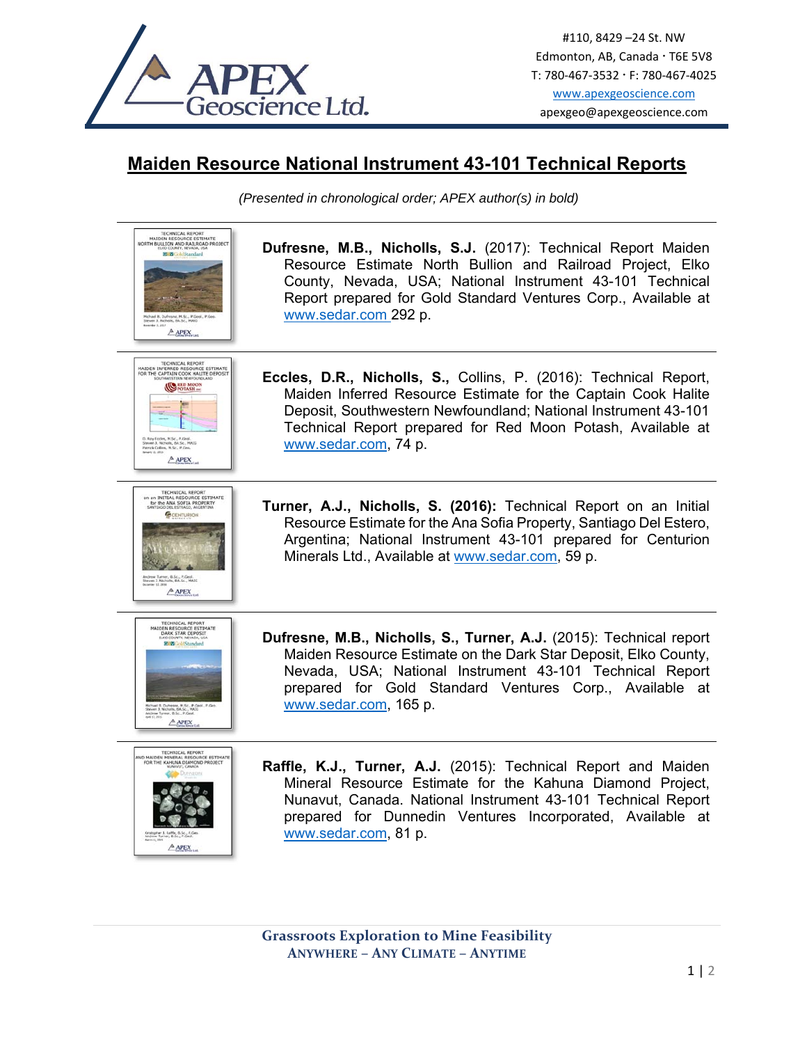# Maiden Resource National Instrument 43-101 Technical Reports

*(Presented in chronological order; APEX author(s) in bold)*

**Dufresne, M.B., Nicholls, S.J.** (2017): Technical Report Maiden Resource Estimate North Bullion and Railroad Project, Elko County, Nevada, USA; National Instrument 43-101 Technical Report prepared for Gold Standard Ventures Corp., Available at www.sedar.com 292 p.

**Eccles, D.R., Nicholls, S.,** Collins, P. (2016): Technical Report, Maiden Inferred Resource Estimate for the Captain Cook Halite Deposit, Southwestern Newfoundland; National Instrument 43-101 Technical Report prepared for Red Moon Potash, Available at www.sedar.com, 74 p.

**Turner, A.J., Nicholls, S. (2016):** Technical Report on an Initial Resource Estimate for the Ana Sofia Property, Santiago Del Estero, Argentina; National Instrument 43-101 prepared for Centurion Minerals Ltd., Available at www.sedar.com, 59 p.

**Dufresne, M.B., Nicholls, S., Turner, A.J.** (2015): Technical report Maiden Resource Estimate on the Dark Star Deposit, Elko County, Nevada, USA; National Instrument 43-101 Technical Report prepared for Gold Standard Ventures Corp., Available at www.sedar.com, 165 p.

**Raffle, K.J., Turner, A.J.** (2015): Technical Report and Maiden Mineral Resource Estimate for the Kahuna Diamond Project, Nunavut, Canada. National Instrument 43-101 Technical Report prepared for Dunnedin Ventures Incorporated, Available at www.sedar.com, 81 p.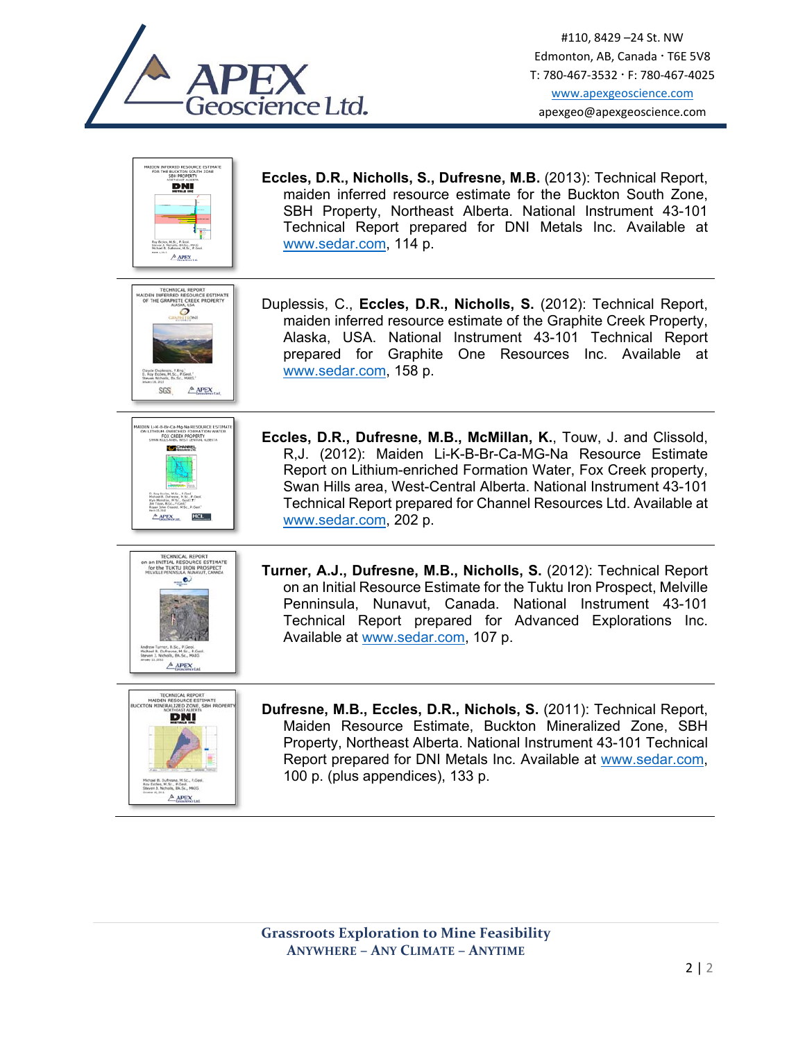**Eccles, D.R., Nicholls, S., Dufresne, M.B.** (2013): Technical Report, maiden inferred resource estimate for the Buckton South Zone, SBH Property, Northeast Alberta. National Instrument 43-101 Technical Report prepared for DNI Metals Inc. Available at www.sedar.com, 114 p.

Duplessis, C., **Eccles, D.R., Nicholls, S.** (2012): Technical Report, maiden inferred resource estimate of the Graphite Creek Property, Alaska, USA. National Instrument 43-101 Technical Report prepared for Graphite One Resources Inc. Available at www.sedar.com, 158 p.

**Eccles, D.R., Dufresne, M.B., McMillan, K.**, Touw, J. and Clissold, R,J. (2012): Maiden Li-K-B-Br-Ca-MG-Na Resource Estimate Report on Lithium-enriched Formation Water, Fox Creek property, Swan Hills area, West-Central Alberta. National Instrument 43-101 Technical Report prepared for Channel Resources Ltd. Available at www.sedar.com, 202 p.

**Turner, A.J., Dufresne, M.B., Nicholls, S.** (2012): Technical Report on an Initial Resource Estimate for the Tuktu Iron Prospect, Melville Penninsula, Nunavut, Canada. National Instrument 43-101 Technical Report prepared for Advanced Explorations Inc. Available at www.sedar.com, 107 p.

**Dufresne, M.B., Eccles, D.R., Nichols, S.** (2011): Technical Report, Maiden Resource Estimate, Buckton Mineralized Zone, SBH Property, Northeast Alberta. National Instrument 43-101 Technical Report prepared for DNI Metals Inc. Available at www.sedar.com, 100 p. (plus appendices), 133 p.